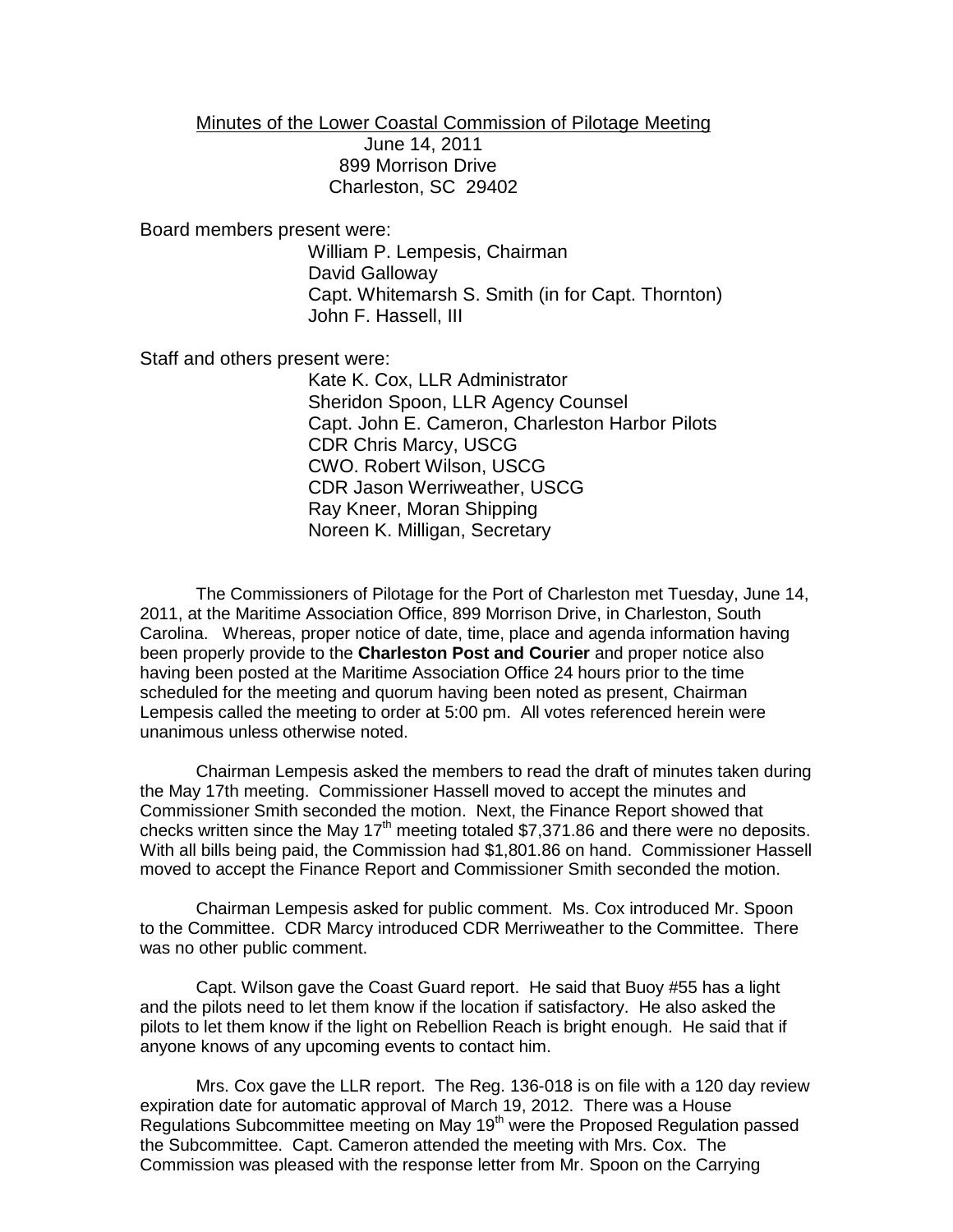Minutes of the Lower Coastal Commission of Pilotage Meeting

June 14, 2011

899 Morrison Drive

Charleston, SC 29402

Board members present were:

William P. Lempesis, Chairman
David Galloway
Capt. Whitemarsh S. Smith (in for Capt. Thornton)
John F. Hassell, III

Staff and others present were:

Kate K. Cox, LLR Administrator
Sheridon Spoon, LLR Agency Counsel
Capt. John E. Cameron, Charleston Harbor Pilots
CDR Chris Marcy, USCG
CWO. Robert Wilson, USCG
CDR Jason Werriweather, USCG
Ray Kneer, Moran Shipping
Noreen K. Milligan, Secretary

The Commissioners of Pilotage for the Port of Charleston met Tuesday, June 14, 2011, at the Maritime Association Office, 899 Morrison Drive, in Charleston, South Carolina. Whereas, proper notice of date, time, place and agenda information having been properly provide to the **Charleston Post and Courier** and proper notice also having been posted at the Maritime Association Office 24 hours prior to the time scheduled for the meeting and quorum having been noted as present, Chairman Lempesis called the meeting to order at 5:00 pm. All votes referenced herein were unanimous unless otherwise noted.

Chairman Lempesis asked the members to read the draft of minutes taken during the May 17th meeting. Commissioner Hassell moved to accept the minutes and Commissioner Smith seconded the motion. Next, the Finance Report showed that checks written since the May 17th meeting totaled $7,371.86 and there were no deposits. With all bills being paid, the Commission had $1,801.86 on hand. Commissioner Hassell moved to accept the Finance Report and Commissioner Smith seconded the motion.

Chairman Lempesis asked for public comment. Ms. Cox introduced Mr. Spoon to the Committee. CDR Marcy introduced CDR Merriweather to the Committee. There was no other public comment.

Capt. Wilson gave the Coast Guard report. He said that Buoy #55 has a light and the pilots need to let them know if the location if satisfactory. He also asked the pilots to let them know if the light on Rebellion Reach is bright enough. He said that if anyone knows of any upcoming events to contact him.

Mrs. Cox gave the LLR report. The Reg. 136-018 is on file with a 120 day review expiration date for automatic approval of March 19, 2012. There was a House Regulations Subcommittee meeting on May 19th were the Proposed Regulation passed the Subcommittee. Capt. Cameron attended the meeting with Mrs. Cox. The Commission was pleased with the response letter from Mr. Spoon on the Carrying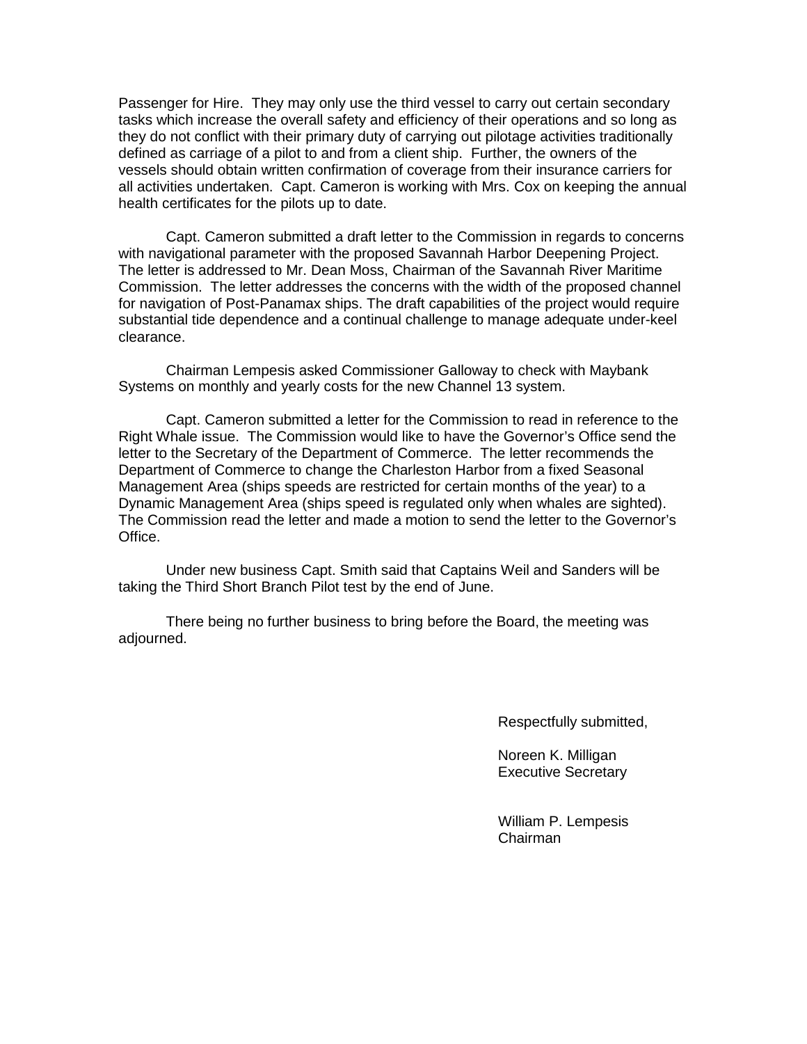Passenger for Hire. They may only use the third vessel to carry out certain secondary tasks which increase the overall safety and efficiency of their operations and so long as they do not conflict with their primary duty of carrying out pilotage activities traditionally defined as carriage of a pilot to and from a client ship. Further, the owners of the vessels should obtain written confirmation of coverage from their insurance carriers for all activities undertaken. Capt. Cameron is working with Mrs. Cox on keeping the annual health certificates for the pilots up to date.

Capt. Cameron submitted a draft letter to the Commission in regards to concerns with navigational parameter with the proposed Savannah Harbor Deepening Project. The letter is addressed to Mr. Dean Moss, Chairman of the Savannah River Maritime Commission. The letter addresses the concerns with the width of the proposed channel for navigation of Post-Panamax ships. The draft capabilities of the project would require substantial tide dependence and a continual challenge to manage adequate under-keel clearance.

Chairman Lempesis asked Commissioner Galloway to check with Maybank Systems on monthly and yearly costs for the new Channel 13 system.

Capt. Cameron submitted a letter for the Commission to read in reference to the Right Whale issue. The Commission would like to have the Governor's Office send the letter to the Secretary of the Department of Commerce. The letter recommends the Department of Commerce to change the Charleston Harbor from a fixed Seasonal Management Area (ships speeds are restricted for certain months of the year) to a Dynamic Management Area (ships speed is regulated only when whales are sighted). The Commission read the letter and made a motion to send the letter to the Governor's Office.

Under new business Capt. Smith said that Captains Weil and Sanders will be taking the Third Short Branch Pilot test by the end of June.

There being no further business to bring before the Board, the meeting was adjourned.

Respectfully submitted,

Noreen K. Milligan
Executive Secretary

William P. Lempesis
Chairman